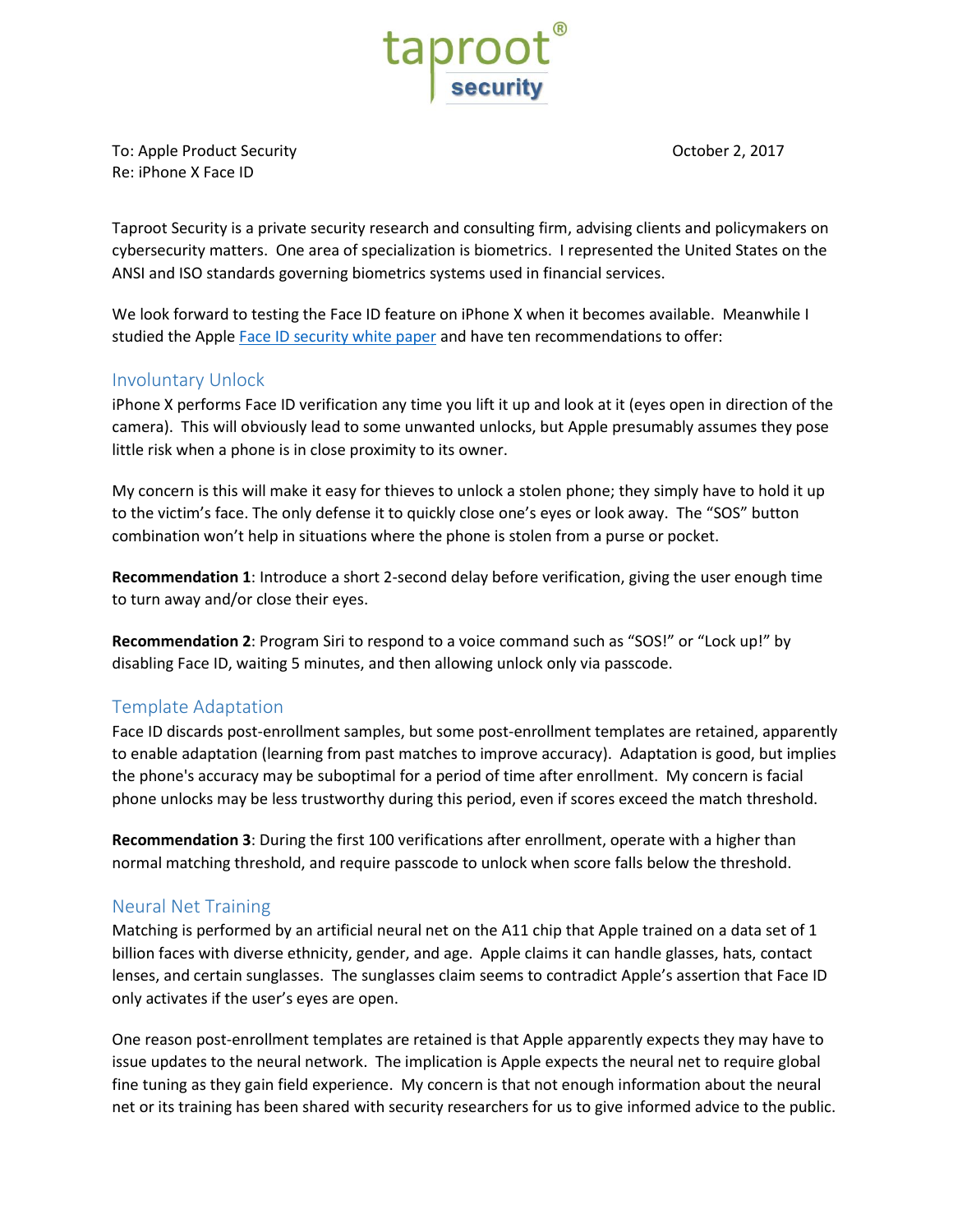taproot® security

To: Apple Product Security
Re: iPhone X Face ID

October 2, 2017

Taproot Security is a private security research and consulting firm, advising clients and policymakers on cybersecurity matters. One area of specialization is biometrics. I represented the United States on the ANSI and ISO standards governing biometrics systems used in financial services.

We look forward to testing the Face ID feature on iPhone X when it becomes available. Meanwhile I studied the Apple Face ID security white paper and have ten recommendations to offer:

## Involuntary Unlock

iPhone X performs Face ID verification any time you lift it up and look at it (eyes open in direction of the camera). This will obviously lead to some unwanted unlocks, but Apple presumably assumes they pose little risk when a phone is in close proximity to its owner.

My concern is this will make it easy for thieves to unlock a stolen phone; they simply have to hold it up to the victim's face. The only defense it to quickly close one's eyes or look away. The "SOS" button combination won't help in situations where the phone is stolen from a purse or pocket.

**Recommendation 1**: Introduce a short 2-second delay before verification, giving the user enough time to turn away and/or close their eyes.

**Recommendation 2**: Program Siri to respond to a voice command such as "SOS!" or "Lock up!" by disabling Face ID, waiting 5 minutes, and then allowing unlock only via passcode.

## Template Adaptation

Face ID discards post-enrollment samples, but some post-enrollment templates are retained, apparently to enable adaptation (learning from past matches to improve accuracy). Adaptation is good, but implies the phone's accuracy may be suboptimal for a period of time after enrollment. My concern is facial phone unlocks may be less trustworthy during this period, even if scores exceed the match threshold.

**Recommendation 3**: During the first 100 verifications after enrollment, operate with a higher than normal matching threshold, and require passcode to unlock when score falls below the threshold.

## Neural Net Training

Matching is performed by an artificial neural net on the A11 chip that Apple trained on a data set of 1 billion faces with diverse ethnicity, gender, and age. Apple claims it can handle glasses, hats, contact lenses, and certain sunglasses. The sunglasses claim seems to contradict Apple's assertion that Face ID only activates if the user's eyes are open.

One reason post-enrollment templates are retained is that Apple apparently expects they may have to issue updates to the neural network. The implication is Apple expects the neural net to require global fine tuning as they gain field experience. My concern is that not enough information about the neural net or its training has been shared with security researchers for us to give informed advice to the public.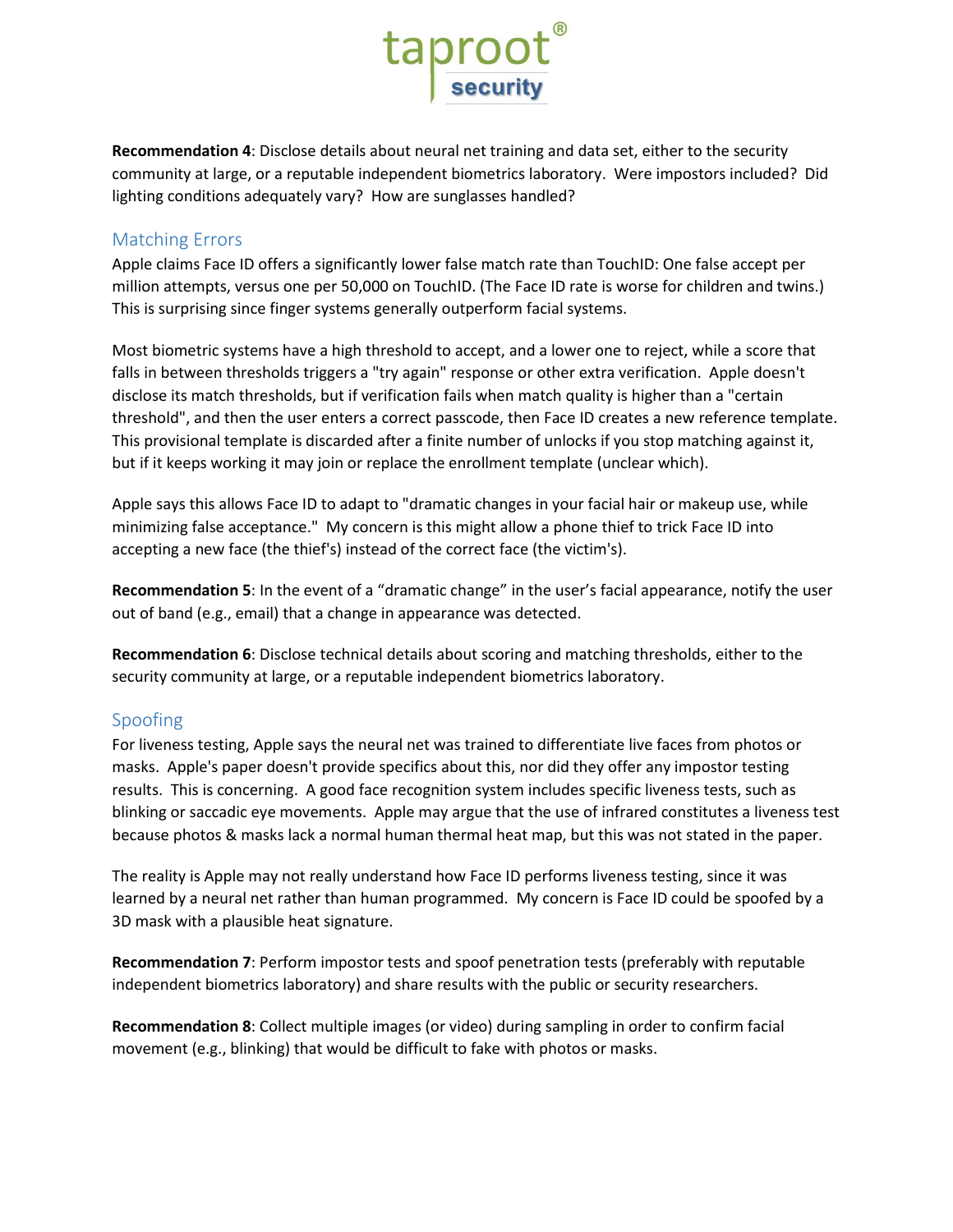**Recommendation 4**: Disclose details about neural net training and data set, either to the security community at large, or a reputable independent biometrics laboratory. Were impostors included? Did lighting conditions adequately vary? How are sunglasses handled?

## Matching Errors

Apple claims Face ID offers a significantly lower false match rate than TouchID: One false accept per million attempts, versus one per 50,000 on TouchID. (The Face ID rate is worse for children and twins.) This is surprising since finger systems generally outperform facial systems.

Most biometric systems have a high threshold to accept, and a lower one to reject, while a score that falls in between thresholds triggers a "try again" response or other extra verification. Apple doesn't disclose its match thresholds, but if verification fails when match quality is higher than a "certain threshold", and then the user enters a correct passcode, then Face ID creates a new reference template. This provisional template is discarded after a finite number of unlocks if you stop matching against it, but if it keeps working it may join or replace the enrollment template (unclear which).

Apple says this allows Face ID to adapt to "dramatic changes in your facial hair or makeup use, while minimizing false acceptance." My concern is this might allow a phone thief to trick Face ID into accepting a new face (the thief's) instead of the correct face (the victim's).

**Recommendation 5**: In the event of a "dramatic change" in the user's facial appearance, notify the user out of band (e.g., email) that a change in appearance was detected.

**Recommendation 6**: Disclose technical details about scoring and matching thresholds, either to the security community at large, or a reputable independent biometrics laboratory.

## Spoofing

For liveness testing, Apple says the neural net was trained to differentiate live faces from photos or masks. Apple's paper doesn't provide specifics about this, nor did they offer any impostor testing results. This is concerning. A good face recognition system includes specific liveness tests, such as blinking or saccadic eye movements. Apple may argue that the use of infrared constitutes a liveness test because photos & masks lack a normal human thermal heat map, but this was not stated in the paper.

The reality is Apple may not really understand how Face ID performs liveness testing, since it was learned by a neural net rather than human programmed. My concern is Face ID could be spoofed by a 3D mask with a plausible heat signature.

**Recommendation 7**: Perform impostor tests and spoof penetration tests (preferably with reputable independent biometrics laboratory) and share results with the public or security researchers.

**Recommendation 8**: Collect multiple images (or video) during sampling in order to confirm facial movement (e.g., blinking) that would be difficult to fake with photos or masks.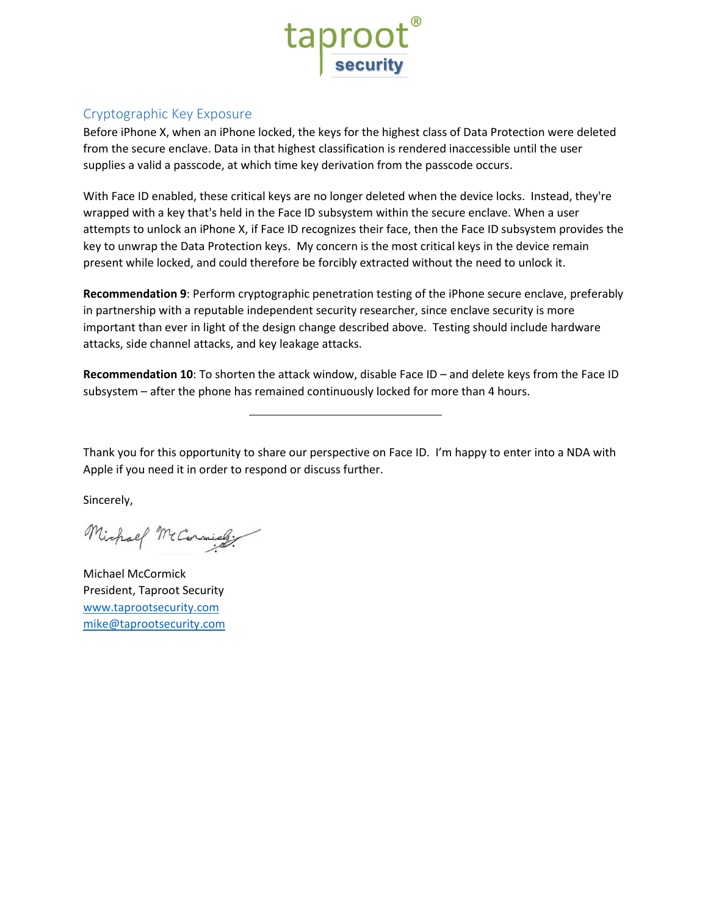## Cryptographic Key Exposure

Before iPhone X, when an iPhone locked, the keys for the highest class of Data Protection were deleted from the secure enclave. Data in that highest classification is rendered inaccessible until the user supplies a valid a passcode, at which time key derivation from the passcode occurs.

With Face ID enabled, these critical keys are no longer deleted when the device locks. Instead, they're wrapped with a key that's held in the Face ID subsystem within the secure enclave. When a user attempts to unlock an iPhone X, if Face ID recognizes their face, then the Face ID subsystem provides the key to unwrap the Data Protection keys. My concern is the most critical keys in the device remain present while locked, and could therefore be forcibly extracted without the need to unlock it.

**Recommendation 9**: Perform cryptographic penetration testing of the iPhone secure enclave, preferably in partnership with a reputable independent security researcher, since enclave security is more important than ever in light of the design change described above. Testing should include hardware attacks, side channel attacks, and key leakage attacks.

**Recommendation 10**: To shorten the attack window, disable Face ID – and delete keys from the Face ID subsystem – after the phone has remained continuously locked for more than 4 hours.

---

Thank you for this opportunity to share our perspective on Face ID. I'm happy to enter into a NDA with Apple if you need it in order to respond or discuss further.

Sincerely,

Michael McCormick

Michael McCormick
President, Taproot Security
www.taprootsecurity.com
mike@taprootsecurity.com